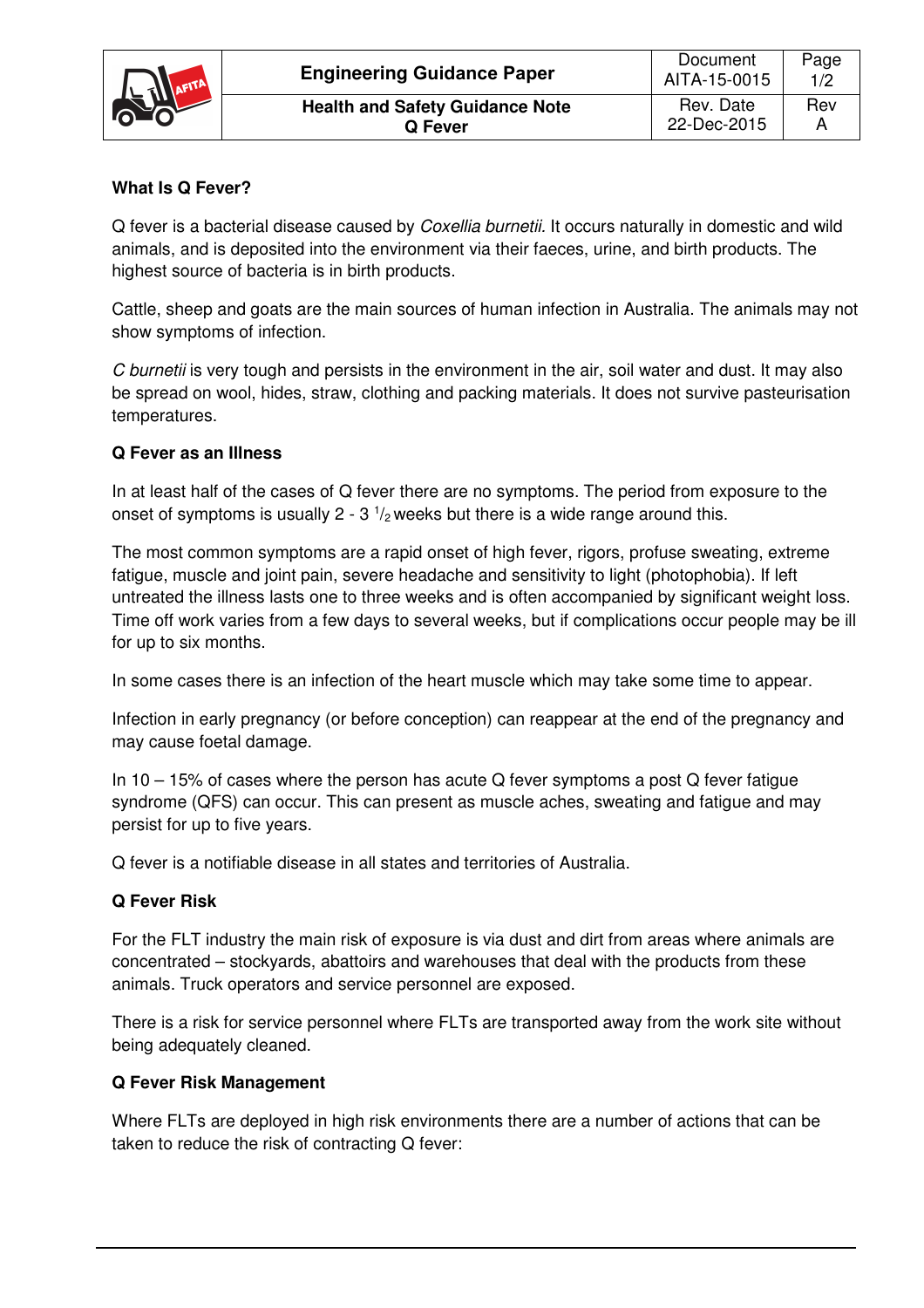## What Is Q Fever?

Q fever is a bacterial disease caused by *Coxellia burnetii.* It occurs naturally in domestic and wild animals, and is deposited into the environment via their faeces, urine, and birth products. The highest source of bacteria is in birth products.

Cattle, sheep and goats are the main sources of human infection in Australia. The animals may not show symptoms of infection.

*C burnetii* is very tough and persists in the environment in the air, soil water and dust. It may also be spread on wool, hides, straw, clothing and packing materials. It does not survive pasteurisation temperatures.

## Q Fever as an Illness

In at least half of the cases of Q fever there are no symptoms. The period from exposure to the onset of symptoms is usually 2 - 3 $^1/_2$ weeks but there is a wide range around this.

The most common symptoms are a rapid onset of high fever, rigors, profuse sweating, extreme fatigue, muscle and joint pain, severe headache and sensitivity to light (photophobia). If left untreated the illness lasts one to three weeks and is often accompanied by significant weight loss. Time off work varies from a few days to several weeks, but if complications occur people may be ill for up to six months.

In some cases there is an infection of the heart muscle which may take some time to appear.

Infection in early pregnancy (or before conception) can reappear at the end of the pregnancy and may cause foetal damage.

In 10 – 15% of cases where the person has acute Q fever symptoms a post Q fever fatigue syndrome (QFS) can occur. This can present as muscle aches, sweating and fatigue and may persist for up to five years.

Q fever is a notifiable disease in all states and territories of Australia.

## Q Fever Risk

For the FLT industry the main risk of exposure is via dust and dirt from areas where animals are concentrated – stockyards, abattoirs and warehouses that deal with the products from these animals. Truck operators and service personnel are exposed.

There is a risk for service personnel where FLTs are transported away from the work site without being adequately cleaned.

## Q Fever Risk Management

Where FLTs are deployed in high risk environments there are a number of actions that can be taken to reduce the risk of contracting Q fever: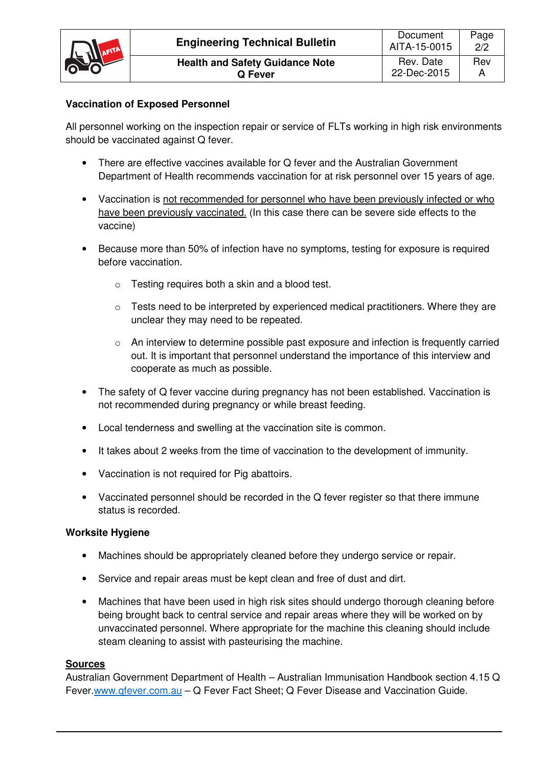### Vaccination of Exposed Personnel

All personnel working on the inspection repair or service of FLTs working in high risk environments should be vaccinated against Q fever.

- There are effective vaccines available for Q fever and the Australian Government Department of Health recommends vaccination for at risk personnel over 15 years of age.
- Vaccination is <u>not recommended for personnel who have been previously infected or who have been previously vaccinated.</u> (In this case there can be severe side effects to the vaccine)
- Because more than 50% of infection have no symptoms, testing for exposure is required before vaccination.
  - Testing requires both a skin and a blood test.
  - Tests need to be interpreted by experienced medical practitioners. Where they are unclear they may need to be repeated.
  - An interview to determine possible past exposure and infection is frequently carried out. It is important that personnel understand the importance of this interview and cooperate as much as possible.
- The safety of Q fever vaccine during pregnancy has not been established. Vaccination is not recommended during pregnancy or while breast feeding.
- Local tenderness and swelling at the vaccination site is common.
- It takes about 2 weeks from the time of vaccination to the development of immunity.
- Vaccination is not required for Pig abattoirs.
- Vaccinated personnel should be recorded in the Q fever register so that there immune status is recorded.

### Worksite Hygiene

- Machines should be appropriately cleaned before they undergo service or repair.
- Service and repair areas must be kept clean and free of dust and dirt.
- Machines that have been used in high risk sites should undergo thorough cleaning before being brought back to central service and repair areas where they will be worked on by unvaccinated personnel. Where appropriate for the machine this cleaning should include steam cleaning to assist with pasteurising the machine.

**<u>Sources</u>**

Australian Government Department of Health – Australian Immunisation Handbook section 4.15 Q Fever.[www.qfever.com.au](http://www.qfever.com.au) – Q Fever Fact Sheet; Q Fever Disease and Vaccination Guide.